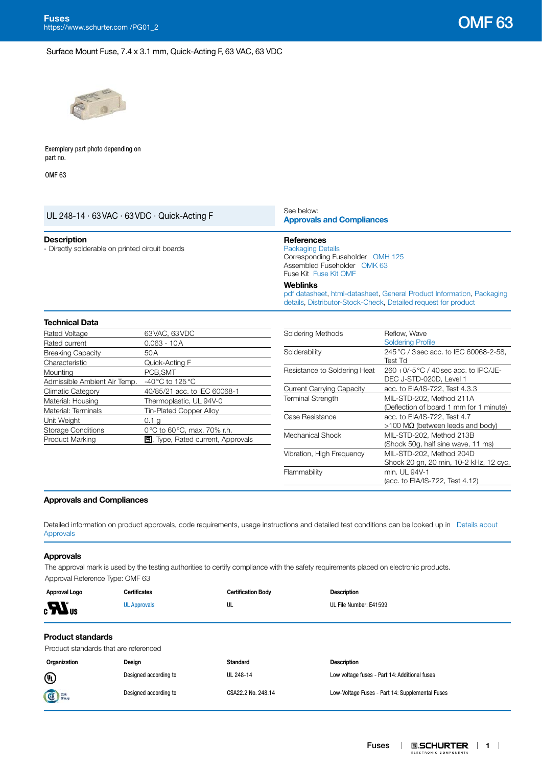# OMF 63

Surface Mount Fuse, 7.4 x 3.1 mm, Quick-Acting F, 63 VAC, 63 VDC

Exemplary part photo depending on part no.

OMF 63

UL 248-14 · 63 VAC · 63 VDC · Quick-Acting F

See below:
**Approvals and Compliances**

### Description

- Directly solderable on printed circuit boards

### References

Packaging Details
Corresponding Fuseholder OMH 125
Assembled Fuseholder OMK 63
Fuse Kit Fuse Kit OMF

### Weblinks

pdf datasheet, html-datasheet, General Product Information, Packaging details, Distributor-Stock-Check, Detailed request for product

### Technical Data

| | |
|---|---|
| Rated Voltage | 63 VAC, 63 VDC |
| Rated current | 0.063 - 10 A |
| Breaking Capacity | 50 A |
| Characteristic | Quick-Acting F |
| Mounting | PCB,SMT |
| Admissible Ambient Air Temp. | -40 °C to 125 °C |
| Climatic Category | 40/85/21 acc. to IEC 60068-1 |
| Material: Housing | Thermoplastic, UL 94V-0 |
| Material: Terminals | Tin-Plated Copper Alloy |
| Unit Weight | 0.1 g |
| Storage Conditions | 0 °C to 60 °C, max. 70% r.h. |
| Product Marking | Logo, Type, Rated current, Approvals |

| | |
|---|---|
| Soldering Methods | Reflow, Wave<br>Soldering Profile |
| Solderability | 245 °C / 3 sec acc. to IEC 60068-2-58, Test Td |
| Resistance to Soldering Heat | 260 +0/-5 °C / 40 sec acc. to IPC/JEDEC J-STD-020D, Level 1 |
| Current Carrying Capacity | acc. to EIA/IS-722, Test 4.3.3 |
| Terminal Strength | MIL-STD-202, Method 211A (Deflection of board 1 mm for 1 minute) |
| Case Resistance | acc. to EIA/IS-722, Test 4.7 >100 MΩ (between leeds and body) |
| Mechanical Shock | MIL-STD-202, Method 213B (Shock 50g, half sine wave, 11 ms) |
| Vibration, High Frequency | MIL-STD-202, Method 204D Shock 20 gn, 20 min, 10-2 kHz, 12 cyc. |
| Flammability | min. UL 94V-1 (acc. to EIA/IS-722, Test 4.12) |

## Approvals and Compliances

Detailed information on product approvals, code requirements, usage instructions and detailed test conditions can be looked up in Details about Approvals

### Approvals

The approval mark is used by the testing authorities to certify compliance with the safety requirements placed on electronic products.

Approval Reference Type: OMF 63

| Approval Logo | Certificates | Certification Body | Description |
|---|---|---|---|
| cULus | UL Approvals | UL | UL File Number: E41599 |

### Product standards

Product standards that are referenced

| Organization | Design | Standard | Description |
|---|---|---|---|
| UL | Designed according to | UL 248-14 | Low voltage fuses - Part 14: Additional fuses |
| CSA | Designed according to | CSA22.2 No. 248.14 | Low-Voltage Fuses - Part 14: Supplemental Fuses |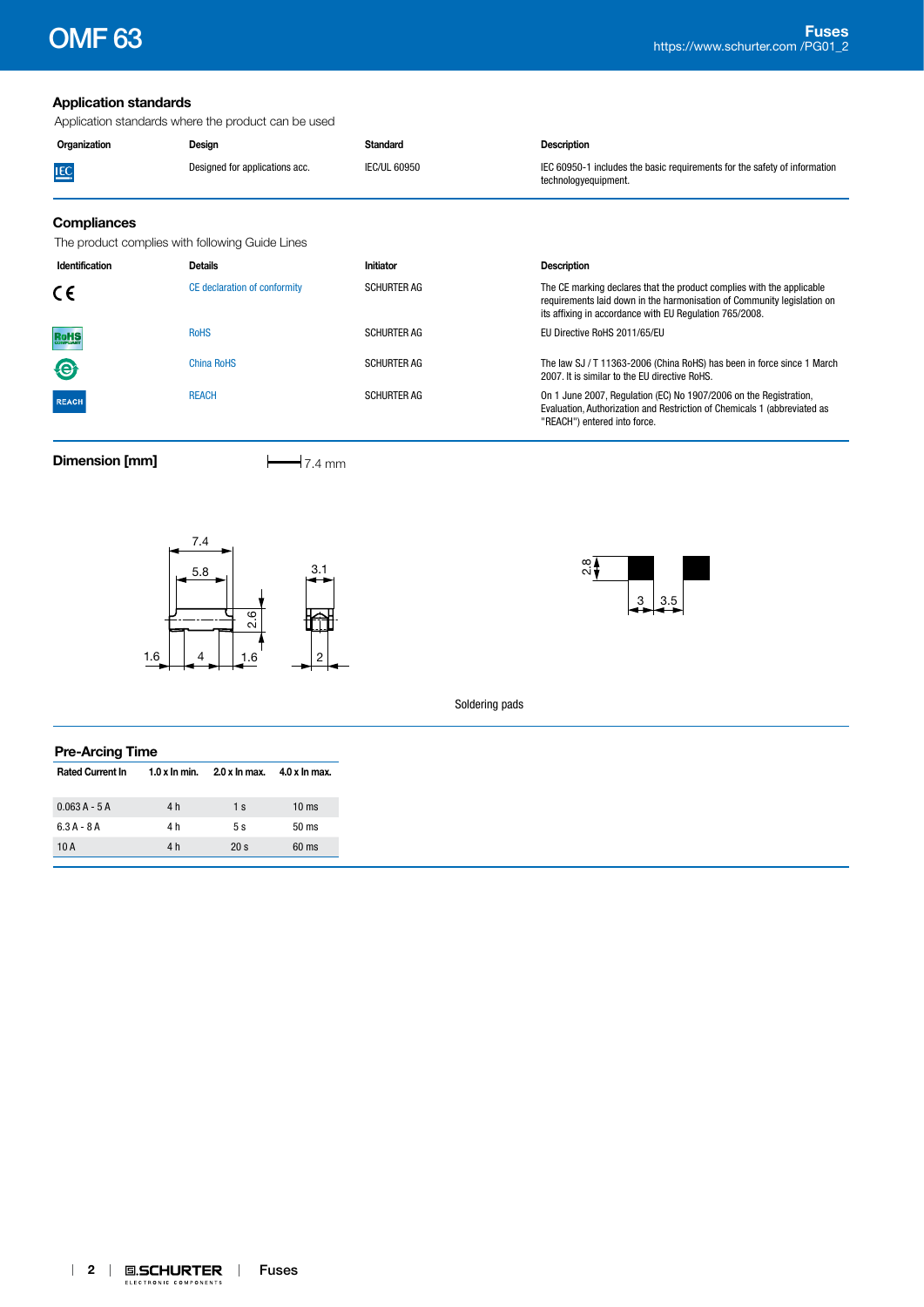## Application standards

Application standards where the product can be used

| Organization | Design | Standard | Description |
|---|---|---|---|
| IEC | Designed for applications acc. | IEC/UL 60950 | IEC 60950-1 includes the basic requirements for the safety of information technologyequipment. |

## Compliances

The product complies with following Guide Lines

| Identification | Details | Initiator | Description |
|---|---|---|---|
| CE | CE declaration of conformity | SCHURTER AG | The CE marking declares that the product complies with the applicable requirements laid down in the harmonisation of Community legislation on its affixing in accordance with EU Regulation 765/2008. |
| RoHS | RoHS | SCHURTER AG | EU Directive RoHS 2011/65/EU |
| China RoHS | China RoHS | SCHURTER AG | The law SJ / T 11363-2006 (China RoHS) has been in force since 1 March 2007. It is similar to the EU directive RoHS. |
| REACH | REACH | SCHURTER AG | On 1 June 2007, Regulation (EC) No 1907/2006 on the Registration, Evaluation, Authorization and Restriction of Chemicals 1 (abbreviated as "REACH") entered into force. |

## Dimension [mm]

7.4 mm

7.4
5.8
2.6
3.1
1.6
4
1.6
2
2.8
3
3.5

Soldering pads

## Pre-Arcing Time

| Rated Current In | 1.0 x In min. | 2.0 x In max. | 4.0 x In max. |
|---|---|---|---|
| 0.063 A - 5 A | 4 h | 1 s | 10 ms |
| 6.3 A - 8 A | 4 h | 5 s | 50 ms |
| 10 A | 4 h | 20 s | 60 ms |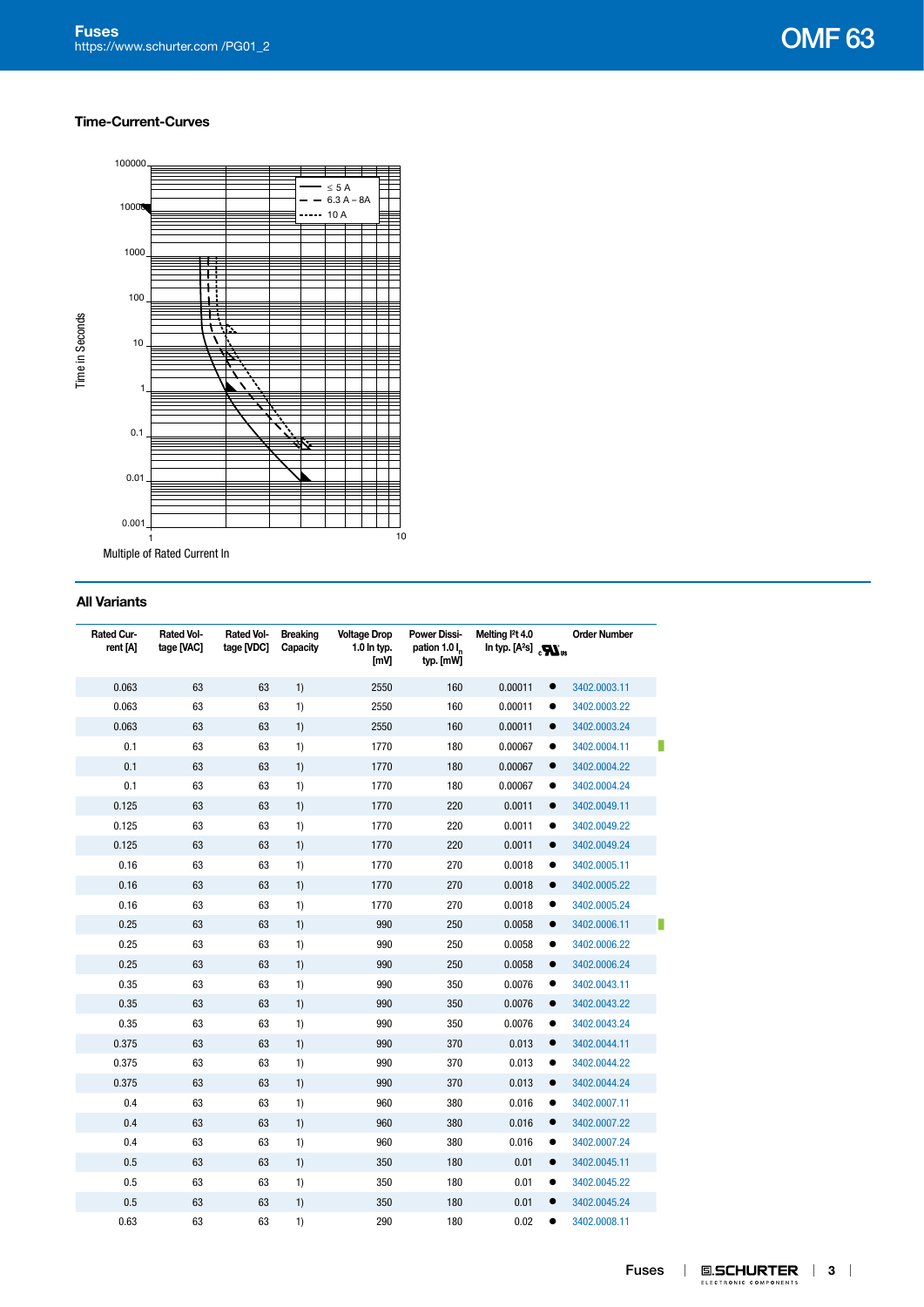## Time-Current-Curves

Time in Seconds

100000
10000
1000
100
10
1
0.1
0.01
0.001

1 — 10

Multiple of Rated Current In

≤ 5 A
6.3 A – 8A
10 A

## All Variants

| Rated Current [A] | Rated Voltage [VAC] | Rated Voltage [VDC] | Breaking Capacity | Voltage Drop 1.0 In typ. [mV] | Power Dissipation 1.0 $I_n$ typ. [mW] | Melting I²t 4.0 In typ. [A²s] | cULus | Order Number |
|---|---|---|---|---|---|---|---|---|
| 0.063 | 63 | 63 | 1) | 2550 | 160 | 0.00011 | ● | 3402.0003.11 |
| 0.063 | 63 | 63 | 1) | 2550 | 160 | 0.00011 | ● | 3402.0003.22 |
| 0.063 | 63 | 63 | 1) | 2550 | 160 | 0.00011 | ● | 3402.0003.24 |
| 0.1 | 63 | 63 | 1) | 1770 | 180 | 0.00067 | ● | 3402.0004.11 |
| 0.1 | 63 | 63 | 1) | 1770 | 180 | 0.00067 | ● | 3402.0004.22 |
| 0.1 | 63 | 63 | 1) | 1770 | 180 | 0.00067 | ● | 3402.0004.24 |
| 0.125 | 63 | 63 | 1) | 1770 | 220 | 0.0011 | ● | 3402.0049.11 |
| 0.125 | 63 | 63 | 1) | 1770 | 220 | 0.0011 | ● | 3402.0049.22 |
| 0.125 | 63 | 63 | 1) | 1770 | 220 | 0.0011 | ● | 3402.0049.24 |
| 0.16 | 63 | 63 | 1) | 1770 | 270 | 0.0018 | ● | 3402.0005.11 |
| 0.16 | 63 | 63 | 1) | 1770 | 270 | 0.0018 | ● | 3402.0005.22 |
| 0.16 | 63 | 63 | 1) | 1770 | 270 | 0.0018 | ● | 3402.0005.24 |
| 0.25 | 63 | 63 | 1) | 990 | 250 | 0.0058 | ● | 3402.0006.11 |
| 0.25 | 63 | 63 | 1) | 990 | 250 | 0.0058 | ● | 3402.0006.22 |
| 0.25 | 63 | 63 | 1) | 990 | 250 | 0.0058 | ● | 3402.0006.24 |
| 0.35 | 63 | 63 | 1) | 990 | 350 | 0.0076 | ● | 3402.0043.11 |
| 0.35 | 63 | 63 | 1) | 990 | 350 | 0.0076 | ● | 3402.0043.22 |
| 0.35 | 63 | 63 | 1) | 990 | 350 | 0.0076 | ● | 3402.0043.24 |
| 0.375 | 63 | 63 | 1) | 990 | 370 | 0.013 | ● | 3402.0044.11 |
| 0.375 | 63 | 63 | 1) | 990 | 370 | 0.013 | ● | 3402.0044.22 |
| 0.375 | 63 | 63 | 1) | 990 | 370 | 0.013 | ● | 3402.0044.24 |
| 0.4 | 63 | 63 | 1) | 960 | 380 | 0.016 | ● | 3402.0007.11 |
| 0.4 | 63 | 63 | 1) | 960 | 380 | 0.016 | ● | 3402.0007.22 |
| 0.4 | 63 | 63 | 1) | 960 | 380 | 0.016 | ● | 3402.0007.24 |
| 0.5 | 63 | 63 | 1) | 350 | 180 | 0.01 | ● | 3402.0045.11 |
| 0.5 | 63 | 63 | 1) | 350 | 180 | 0.01 | ● | 3402.0045.22 |
| 0.5 | 63 | 63 | 1) | 350 | 180 | 0.01 | ● | 3402.0045.24 |
| 0.63 | 63 | 63 | 1) | 290 | 180 | 0.02 | ● | 3402.0008.11 |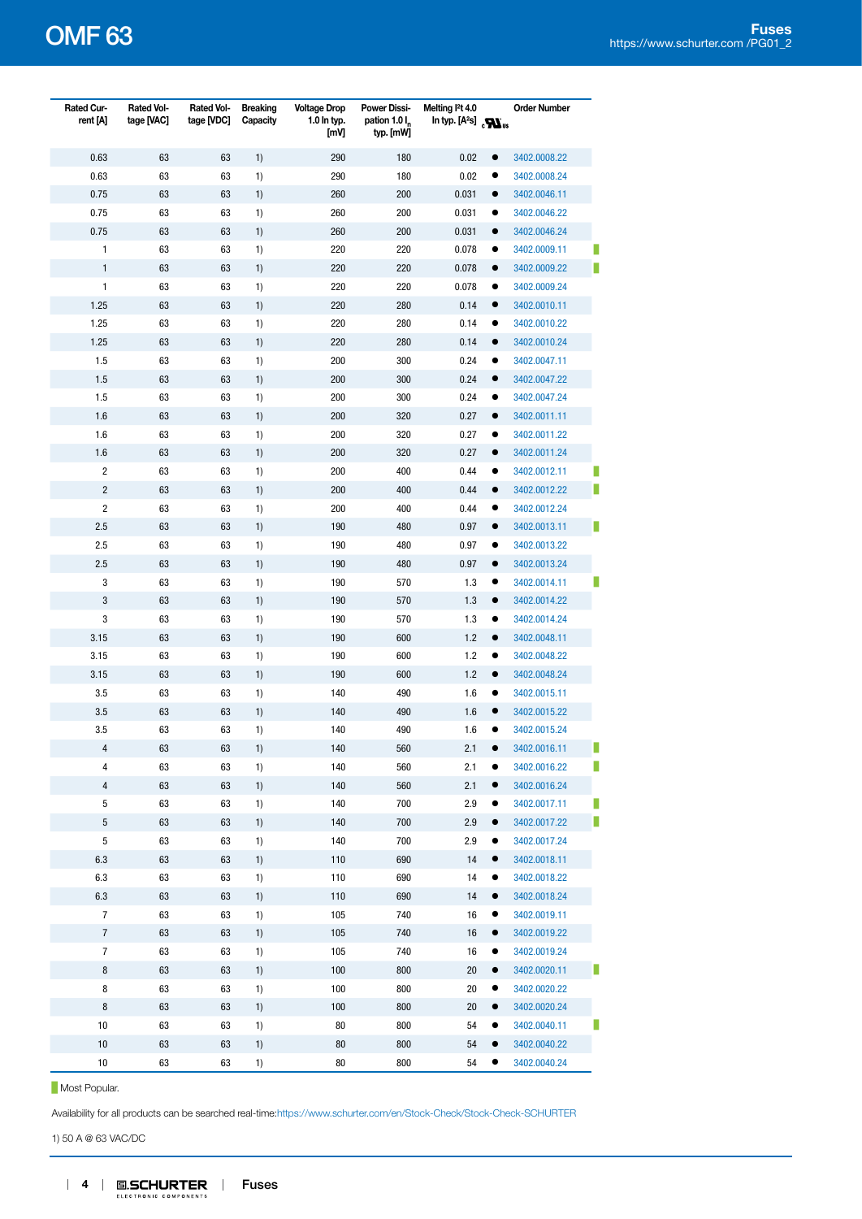| Rated Current [A] | Rated Voltage [VAC] | Rated Voltage [VDC] | Breaking Capacity | Voltage Drop 1.0 In typ. [mV] | Power Dissipation 1.0 $I_n$ typ. [mW] | Melting I²t 4.0 In typ. [A²s] | cURus | Order Number | |
|---|---|---|---|---|---|---|---|---|---|
| 0.63 | 63 | 63 | 1) | 290 | 180 | 0.02 | ● | 3402.0008.22 | |
| 0.63 | 63 | 63 | 1) | 290 | 180 | 0.02 | ● | 3402.0008.24 | |
| 0.75 | 63 | 63 | 1) | 260 | 200 | 0.031 | ● | 3402.0046.11 | |
| 0.75 | 63 | 63 | 1) | 260 | 200 | 0.031 | ● | 3402.0046.22 | |
| 0.75 | 63 | 63 | 1) | 260 | 200 | 0.031 | ● | 3402.0046.24 | |
| 1 | 63 | 63 | 1) | 220 | 220 | 0.078 | ● | 3402.0009.11 | Most Popular |
| 1 | 63 | 63 | 1) | 220 | 220 | 0.078 | ● | 3402.0009.22 | Most Popular |
| 1 | 63 | 63 | 1) | 220 | 220 | 0.078 | ● | 3402.0009.24 | |
| 1.25 | 63 | 63 | 1) | 220 | 280 | 0.14 | ● | 3402.0010.11 | |
| 1.25 | 63 | 63 | 1) | 220 | 280 | 0.14 | ● | 3402.0010.22 | |
| 1.25 | 63 | 63 | 1) | 220 | 280 | 0.14 | ● | 3402.0010.24 | |
| 1.5 | 63 | 63 | 1) | 200 | 300 | 0.24 | ● | 3402.0047.11 | |
| 1.5 | 63 | 63 | 1) | 200 | 300 | 0.24 | ● | 3402.0047.22 | |
| 1.5 | 63 | 63 | 1) | 200 | 300 | 0.24 | ● | 3402.0047.24 | |
| 1.6 | 63 | 63 | 1) | 200 | 320 | 0.27 | ● | 3402.0011.11 | |
| 1.6 | 63 | 63 | 1) | 200 | 320 | 0.27 | ● | 3402.0011.22 | |
| 1.6 | 63 | 63 | 1) | 200 | 320 | 0.27 | ● | 3402.0011.24 | |
| 2 | 63 | 63 | 1) | 200 | 400 | 0.44 | ● | 3402.0012.11 | Most Popular |
| 2 | 63 | 63 | 1) | 200 | 400 | 0.44 | ● | 3402.0012.22 | Most Popular |
| 2 | 63 | 63 | 1) | 200 | 400 | 0.44 | ● | 3402.0012.24 | |
| 2.5 | 63 | 63 | 1) | 190 | 480 | 0.97 | ● | 3402.0013.11 | Most Popular |
| 2.5 | 63 | 63 | 1) | 190 | 480 | 0.97 | ● | 3402.0013.22 | |
| 2.5 | 63 | 63 | 1) | 190 | 480 | 0.97 | ● | 3402.0013.24 | |
| 3 | 63 | 63 | 1) | 190 | 570 | 1.3 | ● | 3402.0014.11 | Most Popular |
| 3 | 63 | 63 | 1) | 190 | 570 | 1.3 | ● | 3402.0014.22 | |
| 3 | 63 | 63 | 1) | 190 | 570 | 1.3 | ● | 3402.0014.24 | |
| 3.15 | 63 | 63 | 1) | 190 | 600 | 1.2 | ● | 3402.0048.11 | |
| 3.15 | 63 | 63 | 1) | 190 | 600 | 1.2 | ● | 3402.0048.22 | |
| 3.15 | 63 | 63 | 1) | 190 | 600 | 1.2 | ● | 3402.0048.24 | |
| 3.5 | 63 | 63 | 1) | 140 | 490 | 1.6 | ● | 3402.0015.11 | |
| 3.5 | 63 | 63 | 1) | 140 | 490 | 1.6 | ● | 3402.0015.22 | |
| 3.5 | 63 | 63 | 1) | 140 | 490 | 1.6 | ● | 3402.0015.24 | |
| 4 | 63 | 63 | 1) | 140 | 560 | 2.1 | ● | 3402.0016.11 | Most Popular |
| 4 | 63 | 63 | 1) | 140 | 560 | 2.1 | ● | 3402.0016.22 | Most Popular |
| 4 | 63 | 63 | 1) | 140 | 560 | 2.1 | ● | 3402.0016.24 | |
| 5 | 63 | 63 | 1) | 140 | 700 | 2.9 | ● | 3402.0017.11 | Most Popular |
| 5 | 63 | 63 | 1) | 140 | 700 | 2.9 | ● | 3402.0017.22 | Most Popular |
| 5 | 63 | 63 | 1) | 140 | 700 | 2.9 | ● | 3402.0017.24 | |
| 6.3 | 63 | 63 | 1) | 110 | 690 | 14 | ● | 3402.0018.11 | |
| 6.3 | 63 | 63 | 1) | 110 | 690 | 14 | ● | 3402.0018.22 | |
| 6.3 | 63 | 63 | 1) | 110 | 690 | 14 | ● | 3402.0018.24 | |
| 7 | 63 | 63 | 1) | 105 | 740 | 16 | ● | 3402.0019.11 | |
| 7 | 63 | 63 | 1) | 105 | 740 | 16 | ● | 3402.0019.22 | |
| 7 | 63 | 63 | 1) | 105 | 740 | 16 | ● | 3402.0019.24 | |
| 8 | 63 | 63 | 1) | 100 | 800 | 20 | ● | 3402.0020.11 | Most Popular |
| 8 | 63 | 63 | 1) | 100 | 800 | 20 | ● | 3402.0020.22 | |
| 8 | 63 | 63 | 1) | 100 | 800 | 20 | ● | 3402.0020.24 | |
| 10 | 63 | 63 | 1) | 80 | 800 | 54 | ● | 3402.0040.11 | Most Popular |
| 10 | 63 | 63 | 1) | 80 | 800 | 54 | ● | 3402.0040.22 | |
| 10 | 63 | 63 | 1) | 80 | 800 | 54 | ● | 3402.0040.24 | |

Most Popular.

Availability for all products can be searched real-time: https://www.schurter.com/en/Stock-Check/Stock-Check-SCHURTER

1) 50 A @ 63 VAC/DC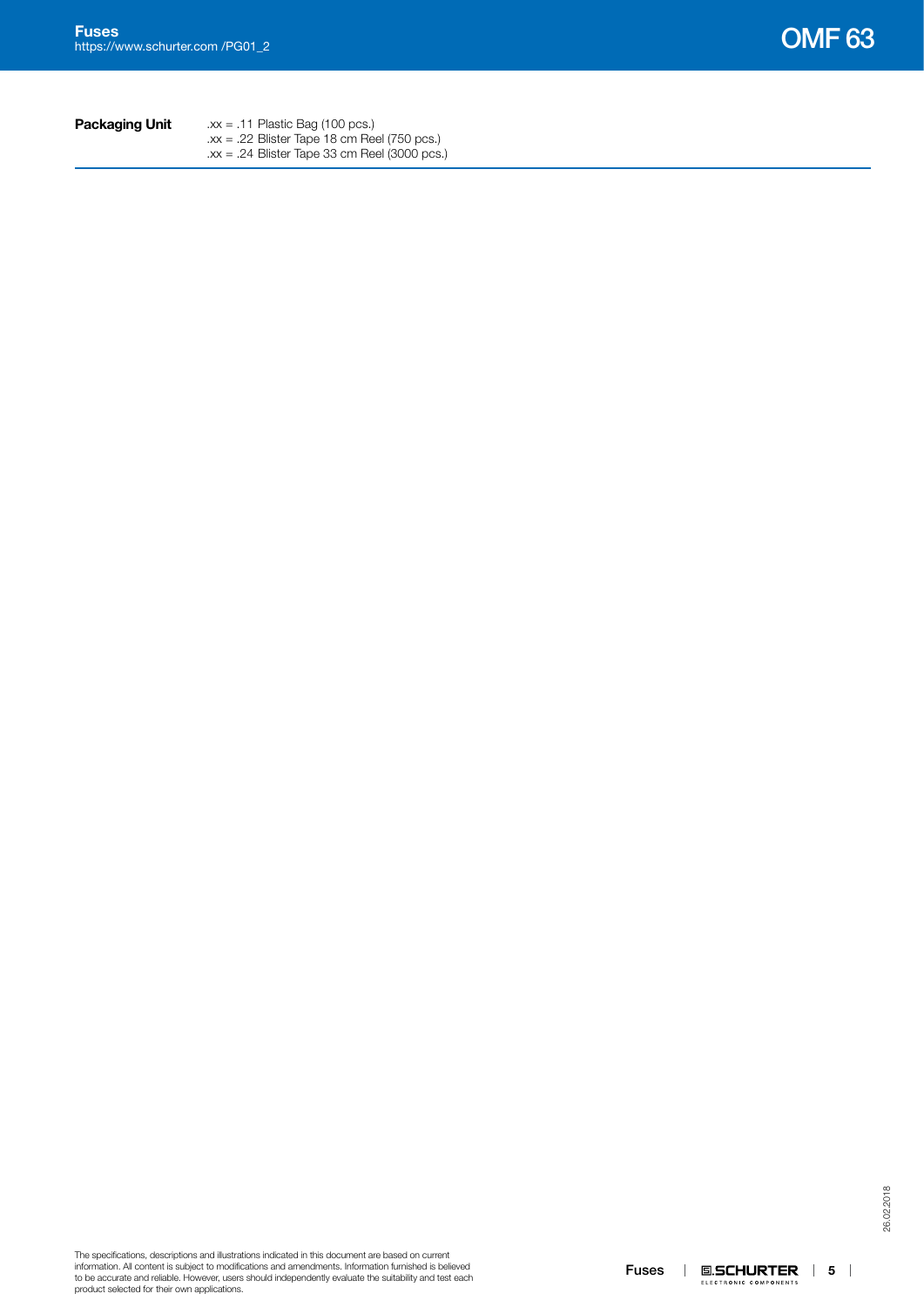| | |
|---|---|
| **Packaging Unit** | .xx = .11 Plastic Bag (100 pcs.)<br>.xx = .22 Blister Tape 18 cm Reel (750 pcs.)<br>.xx = .24 Blister Tape 33 cm Reel (3000 pcs.) |

The specifications, descriptions and illustrations indicated in this document are based on current information. All content is subject to modifications and amendments. Information furnished is believed to be accurate and reliable. However, users should independently evaluate the suitability and test each product selected for their own applications.